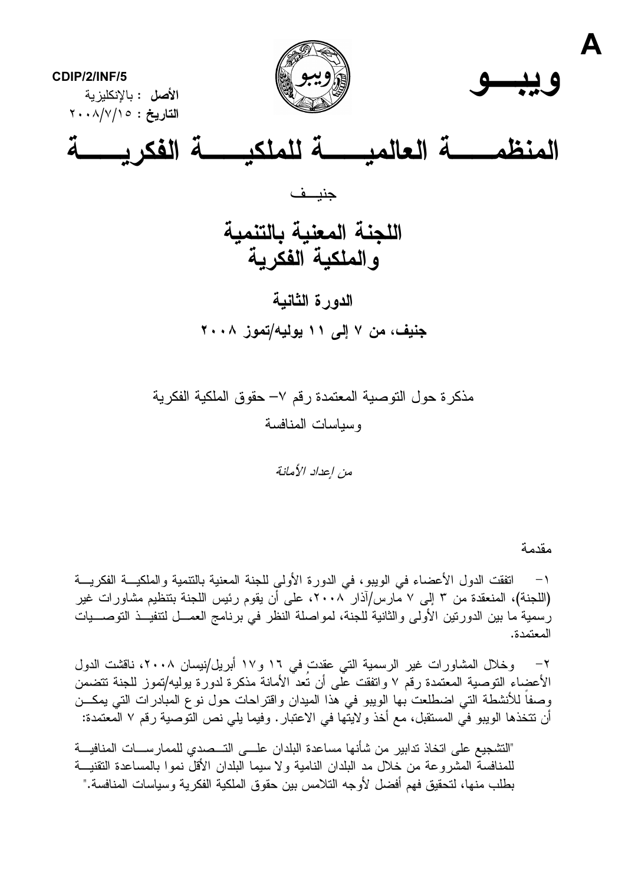A

CDIP/2/INF/5

**الأصل :** بالإنكليزية

**التاريخ :** ٢٠٠٨/٧/١٥

# ويبـــو

# المنظمــــة العالميــــة للملكيــــة الفكريــــة

جنيــف

## اللجنة المعنية بالتنمية والملكية الفكرية

### الدورة الثانية

### جنيف، من ٧ إلى ١١ يوليه/تموز ٢٠٠٨

مذكرة حول التوصية المعتمدة رقم ٧– حقوق الملكية الفكرية وسياسات المنافسة

*من إعداد الأمانة*

مقدمة

١– اتفقت الدول الأعضاء في الويبو، في الدورة الأولى للجنة المعنية بالتنمية والملكية الفكرية (اللجنة)، المنعقدة من ٣ إلى ٧ مارس/آذار ٢٠٠٨، على أن يقوم رئيس اللجنة بتنظيم مشاورات غير رسمية ما بين الدورتين الأولى والثانية للجنة، لمواصلة النظر في برنامج العمل لتنفيذ التوصيات المعتمدة.

٢– وخلال المشاورات غير الرسمية التي عقدت في ١٦ و١٧ أبريل/نيسان ٢٠٠٨، ناقشت الدول الأعضاء التوصية المعتمدة رقم ٧ واتفقت على أن تُعد الأمانة مذكرة لدورة يوليه/تموز للجنة تتضمن وصفاً للأنشطة التي اضطلعت بها الويبو في هذا الميدان واقتراحات حول نوع المبادرات التي يمكن أن تتخذها الويبو في المستقبل، مع أخذ ولايتها في الاعتبار. وفيما يلي نص التوصية رقم ٧ المعتمدة:

"التشجيع على اتخاذ تدابير من شأنها مساعدة البلدان على التصدي للممارسات المنافية للمنافسة المشروعة من خلال مد البلدان النامية ولا سيما البلدان الأقل نموا بالمساعدة التقنية بطلب منها، لتحقيق فهم أفضل لأوجه التلامس بين حقوق الملكية الفكرية وسياسات المنافسة."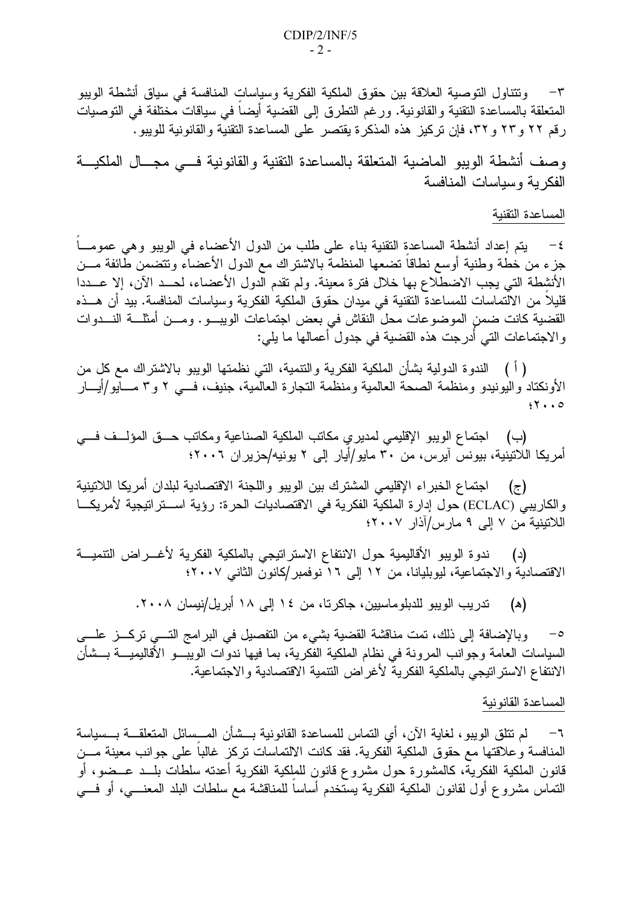٣- وتتناول التوصية العلاقة بين حقوق الملكية الفكرية وسياسات المنافسة في سياق أنشطة الويبو المتعلقة بالمساعدة التقنية والقانونية. ورغم التطرق إلى القضية أيضاً في سياقات مختلفة في التوصيات رقم ٢٢ و٢٣ و٣٢، فإن تركيز هذه المذكرة يقتصر على المساعدة التقنية والقانونية للويبو.

## وصف أنشطة الويبو الماضية المتعلقة بالمساعدة التقنية والقانونية في مجال الملكية الفكرية وسياسات المنافسة

### المساعدة التقنية

٤- يتم إعداد أنشطة المساعدة التقنية بناء على طلب من الدول الأعضاء في الويبو وهي عموماً جزء من خطة وطنية أوسع نطاقاً تضعها المنظمة بالاشتراك مع الدول الأعضاء وتتضمن طائفة من الأنشطة التي يجب الاضطلاع بها خلال فترة معينة. ولم تقدم الدول الأعضاء، لحد الآن، إلا عددا قليلاً من الالتماسات للمساعدة التقنية في ميدان حقوق الملكية الفكرية وسياسات المنافسة. بيد أن هذه القضية كانت ضمن الموضوعات محل النقاش في بعض اجتماعات الويبو. ومن أمثلة الندوات والاجتماعات التي أدرجت هذه القضية في جدول أعمالها ما يلي:

(أ) الندوة الدولية بشأن الملكية الفكرية والتنمية، التي نظمتها الويبو بالاشتراك مع كل من الأونكتاد واليونيدو ومنظمة الصحة العالمية ومنظمة التجارة العالمية، جنيف، في ٢ و٣ مايو/أيار ٢٠٠٥؛

(ب) اجتماع الويبو الإقليمي لمديري مكاتب الملكية الصناعية ومكاتب حق المؤلف في أمريكا اللاتينية، بيونس آيرس، من ٣٠ مايو/أيار إلى ٢ يونيه/حزيران ٢٠٠٦؛

(ج) اجتماع الخبراء الإقليمي المشترك بين الويبو واللجنة الاقتصادية لبلدان أمريكا اللاتينية والكاريبي (ECLAC) حول إدارة الملكية الفكرية في الاقتصاديات الحرة: رؤية استراتيجية لأمريكا اللاتينية من ٧ إلى ٩ مارس/آذار ٢٠٠٧؛

(د) ندوة الويبو الأقاليمية حول الانتفاع الاستراتيجي بالملكية الفكرية لأغراض التنمية الاقتصادية والاجتماعية، ليوبليانا، من ١٢ إلى ١٦ نوفمبر/كانون الثاني ٢٠٠٧؛

(ه) تدريب الويبو للدبلوماسيين، جاكرتا، من ١٤ إلى ١٨ أبريل/نيسان ٢٠٠٨.

٥- وبالإضافة إلى ذلك، تمت مناقشة القضية بشيء من التفصيل في البرامج التي تركز على السياسات العامة وجوانب المرونة في نظام الملكية الفكرية، بما فيها ندوات الويبو الأقاليمية بشأن الانتفاع الاستراتيجي بالملكية الفكرية لأغراض التنمية الاقتصادية والاجتماعية.

### المساعدة القانونية

٦- لم تتلق الويبو، لغاية الآن، أي التماس للمساعدة القانونية بشأن المسائل المتعلقة بسياسة المنافسة وعلاقتها مع حقوق الملكية الفكرية. فقد كانت الالتماسات تركز غالباً على جوانب معينة من قانون الملكية الفكرية، كالمشورة حول مشروع قانون للملكية الفكرية أعدته سلطات بلد عضو، أو التماس مشروع أول لقانون الملكية الفكرية يستخدم أساساً للمناقشة مع سلطات البلد المعني، أو في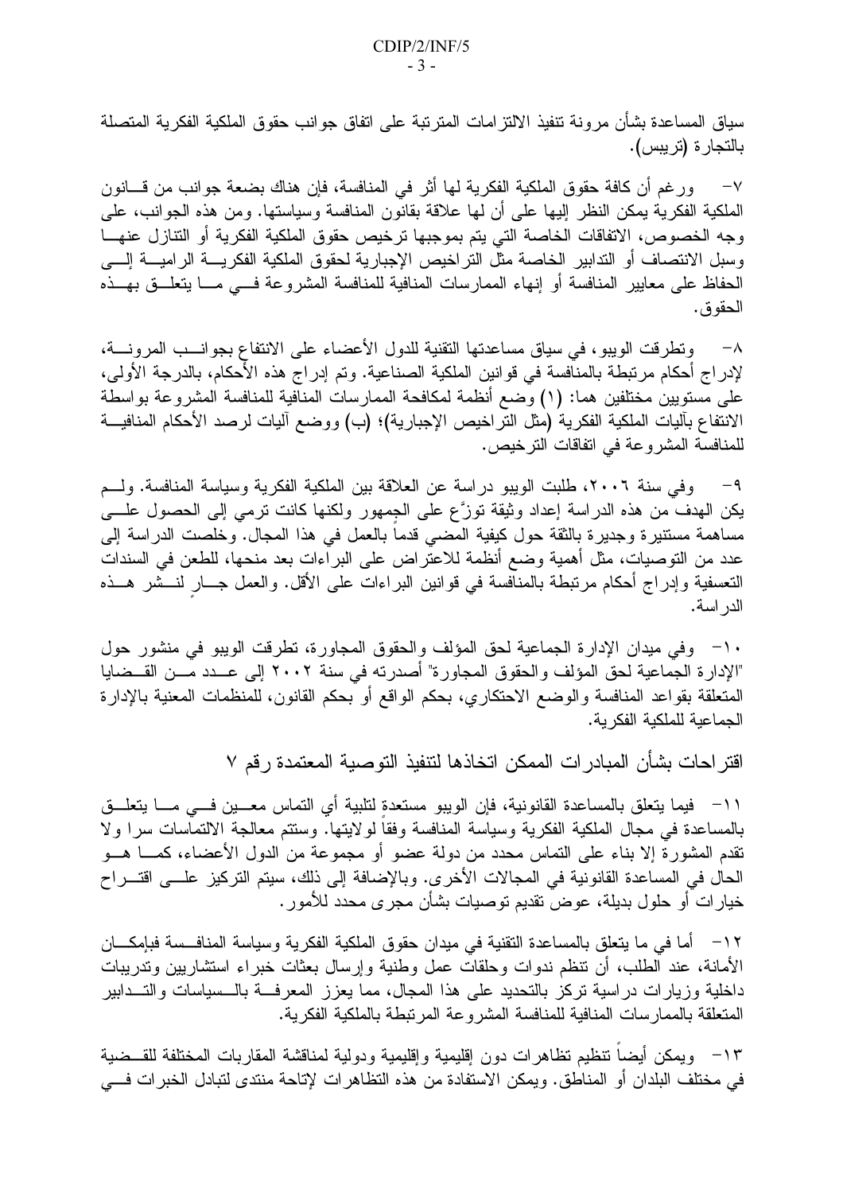سياق المساعدة بشأن مرونة تنفيذ الالتزامات المترتبة على اتفاق جوانب حقوق الملكية الفكرية المتصلة بالتجارة (تريبس).

٧- ورغم أن كافة حقوق الملكية الفكرية لها أثر في المنافسة، فإن هناك بضعة جوانب من قانون الملكية الفكرية يمكن النظر إليها على أن لها علاقة بقانون المنافسة وسياستها. ومن هذه الجوانب، على وجه الخصوص، الاتفاقات الخاصة التي يتم بموجبها ترخيص حقوق الملكية الفكرية أو التنازل عنها وسبل الانتصاف أو التدابير الخاصة مثل التراخيص الإجبارية لحقوق الملكية الفكرية الرامية إلى الحفاظ على معايير المنافسة أو إنهاء الممارسات المنافية للمنافسة المشروعة في ما يتعلق بهذه الحقوق.

٨- وتطرقت الويبو، في سياق مساعدتها التقنية للدول الأعضاء على الانتفاع بجوانب المرونة، لإدراج أحكام مرتبطة بالمنافسة في قوانين الملكية الصناعية. وتم إدراج هذه الأحكام، بالدرجة الأولى، على مستويين مختلفين هما: (١) وضع أنظمة لمكافحة الممارسات المنافية للمنافسة المشروعة بواسطة الانتفاع بآليات الملكية الفكرية (مثل التراخيص الإجبارية)؛ (ب) ووضع آليات لرصد الأحكام المنافية للمنافسة المشروعة في اتفاقات الترخيص.

٩- وفي سنة ٢٠٠٦، طلبت الويبو دراسة عن العلاقة بين الملكية الفكرية وسياسة المنافسة. ولم يكن الهدف من هذه الدراسة إعداد وثيقة توزَّع على الجمهور ولكنها كانت ترمي إلى الحصول على مساهمة مستنيرة وجديرة بالثقة حول كيفية المضي قدماً بالعمل في هذا المجال. وخلصت الدراسة إلى عدد من التوصيات، مثل أهمية وضع أنظمة للاعتراض على البراءات بعد منحها، للطعن في السندات التعسفية وإدراج أحكام مرتبطة بالمنافسة في قوانين البراءات على الأقل. والعمل جارٍ لنشر هذه الدراسة.

١٠- وفي ميدان الإدارة الجماعية لحق المؤلف والحقوق المجاورة، تطرقت الويبو في منشور حول "الإدارة الجماعية لحق المؤلف والحقوق المجاورة" أصدرته في سنة ٢٠٠٢ إلى عدد من القضايا المتعلقة بقواعد المنافسة والوضع الاحتكاري، بحكم الواقع أو بحكم القانون، للمنظمات المعنية بالإدارة الجماعية للملكية الفكرية.

## اقتراحات بشأن المبادرات الممكن اتخاذها لتنفيذ التوصية المعتمدة رقم ٧

١١- فيما يتعلق بالمساعدة القانونية، فإن الويبو مستعدة لتلبية أي التماس معين في ما يتعلق بالمساعدة في مجال الملكية الفكرية وسياسة المنافسة وفقاً لولايتها. وستتم معالجة الالتماسات سرا ولا تقدم المشورة إلا بناء على التماس محدد من دولة عضو أو مجموعة من الدول الأعضاء، كما هو الحال في المساعدة القانونية في المجالات الأخرى. وبالإضافة إلى ذلك، سيتم التركيز على اقتراح خيارات أو حلول بديلة، عوض تقديم توصيات بشأن مجرى محدد للأمور.

١٢- أما في ما يتعلق بالمساعدة التقنية في ميدان حقوق الملكية الفكرية وسياسة المنافسة فبإمكان الأمانة، عند الطلب، أن تنظم ندوات وحلقات عمل وطنية وإرسال بعثات خبراء استشاريين وتدريبات داخلية وزيارات دراسية تركز بالتحديد على هذا المجال، مما يعزز المعرفة بالسياسات والتدابير المتعلقة بالممارسات المنافية للمنافسة المشروعة المرتبطة بالملكية الفكرية.

١٣- ويمكن أيضاً تنظيم تظاهرات دون إقليمية وإقليمية ودولية لمناقشة المقاربات المختلفة للقضية في مختلف البلدان أو المناطق. ويمكن الاستفادة من هذه التظاهرات لإتاحة منتدى لتبادل الخبرات في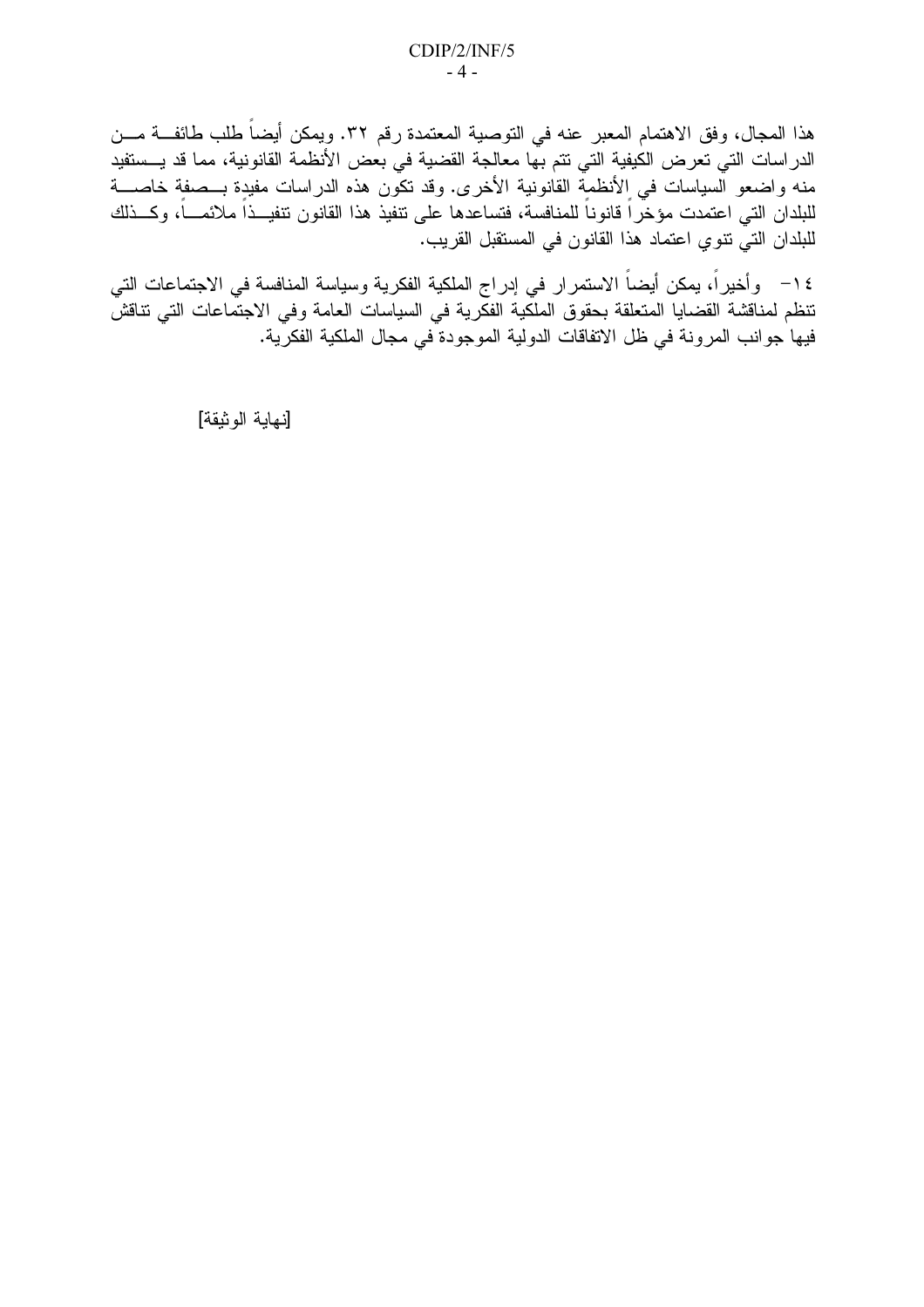هذا المجال، وفق الاهتمام المعبر عنه في التوصية المعتمدة رقم ٣٢. ويمكن أيضاً طلب طائفة من الدراسات التي تعرض الكيفية التي تتم بها معالجة القضية في بعض الأنظمة القانونية، مما قد يستفيد منه واضعو السياسات في الأنظمة القانونية الأخرى. وقد تكون هذه الدراسات مفيدة بصفة خاصة للبلدان التي اعتمدت مؤخراً قانوناً للمنافسة، فتساعدها على تنفيذ هذا القانون تنفيذاً ملائماً، وكذلك للبلدان التي تنوي اعتماد هذا القانون في المستقبل القريب.

١٤- وأخيراً، يمكن أيضاً الاستمرار في إدراج الملكية الفكرية وسياسة المنافسة في الاجتماعات التي تنظم لمناقشة القضايا المتعلقة بحقوق الملكية الفكرية في السياسات العامة وفي الاجتماعات التي تناقش فيها جوانب المرونة في ظل الاتفاقات الدولية الموجودة في مجال الملكية الفكرية.

[نهاية الوثيقة]